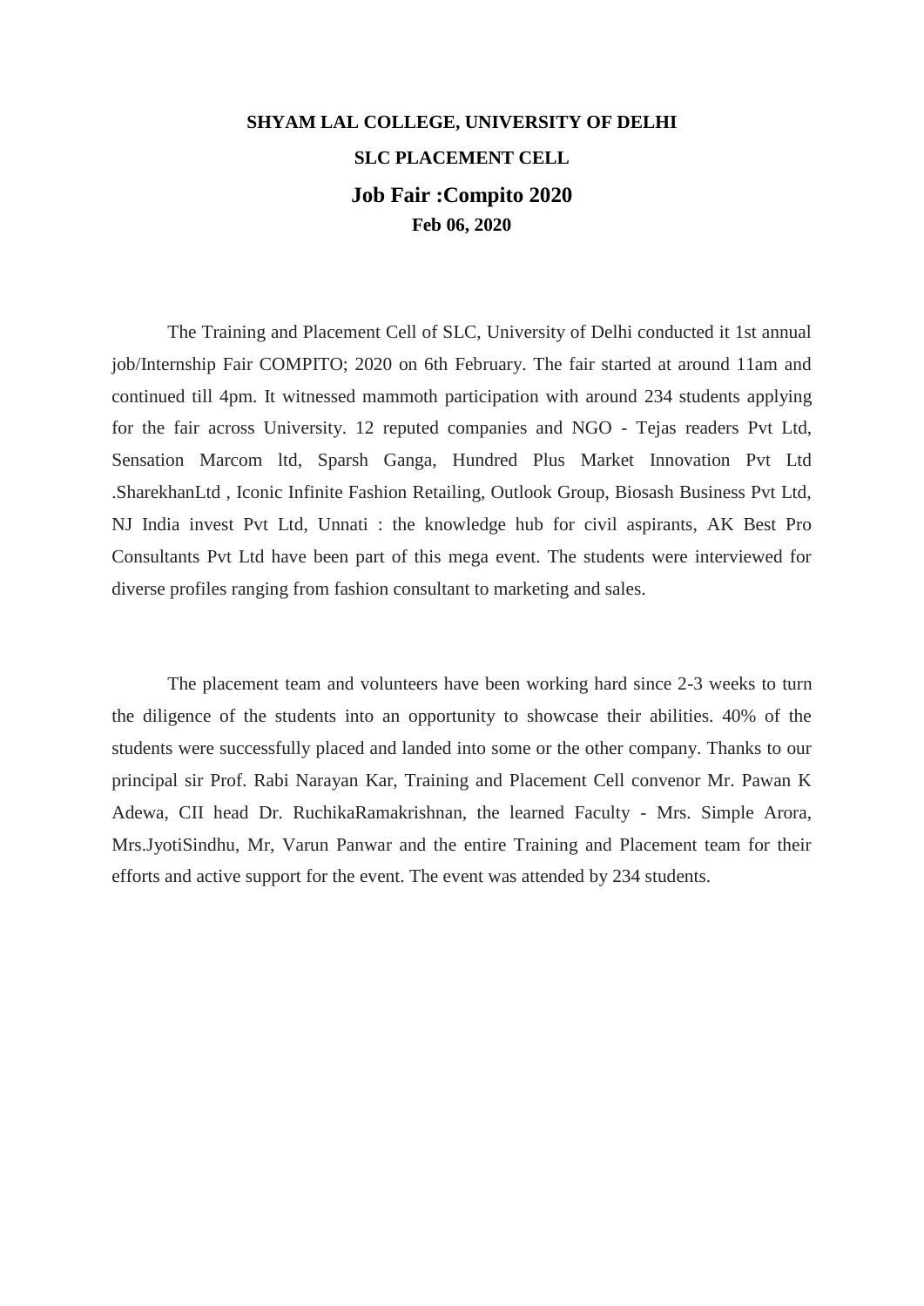**SHYAM LAL COLLEGE, UNIVERSITY OF DELHI**

**SLC PLACEMENT CELL**

# Job Fair :Compito 2020

**Feb 06, 2020**

The Training and Placement Cell of SLC, University of Delhi conducted it 1st annual job/Internship Fair COMPITO; 2020 on 6th February. The fair started at around 11am and continued till 4pm. It witnessed mammoth participation with around 234 students applying for the fair across University. 12 reputed companies and NGO - Tejas readers Pvt Ltd, Sensation Marcom ltd, Sparsh Ganga, Hundred Plus Market Innovation Pvt Ltd .SharekhanLtd , Iconic Infinite Fashion Retailing, Outlook Group, Biosash Business Pvt Ltd, NJ India invest Pvt Ltd, Unnati : the knowledge hub for civil aspirants, AK Best Pro Consultants Pvt Ltd have been part of this mega event. The students were interviewed for diverse profiles ranging from fashion consultant to marketing and sales.

The placement team and volunteers have been working hard since 2-3 weeks to turn the diligence of the students into an opportunity to showcase their abilities. 40% of the students were successfully placed and landed into some or the other company. Thanks to our principal sir Prof. Rabi Narayan Kar, Training and Placement Cell convenor Mr. Pawan K Adewa, CII head Dr. RuchikaRamakrishnan, the learned Faculty - Mrs. Simple Arora, Mrs.JyotiSindhu, Mr, Varun Panwar and the entire Training and Placement team for their efforts and active support for the event. The event was attended by 234 students.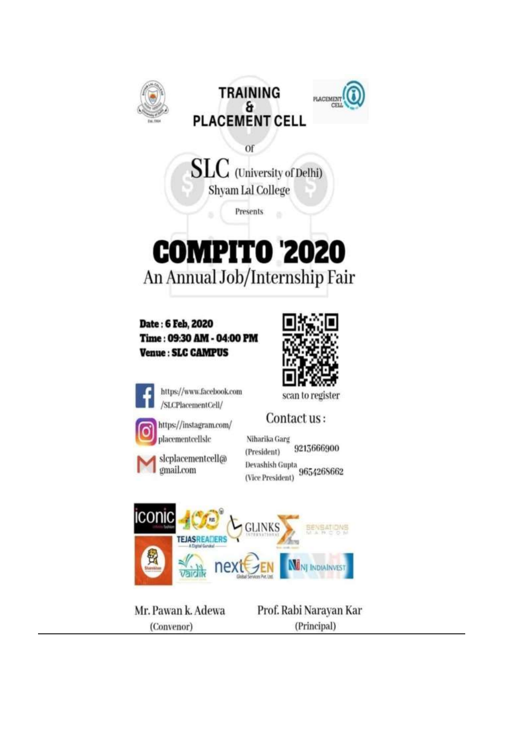# TRAINING & PLACEMENT CELL

of

## SLC (University of Delhi)

Shyam Lal College

Presents

# COMPITO '2020

## An Annual Job/Internship Fair

**Date : 6 Feb, 2020**

**Time : 09:30 AM - 04:00 PM**

**Venue : SLC CAMPUS**

scan to register

https://www.facebook.com/SLCPlacementCell/

https://instagram.com/placementcellslc

slcplacementcell@gmail.com

### Contact us :

Niharika Garg (President) 9213666900

Devashish Gupta (Vice President) 9654268662

iconic, TEJASREADERS, GLINKS, SENSATIONS, vaidik, nextGEN Global Services Pvt. Ltd., NJ INDIAINVEST

Mr. Pawan k. Adewa (Convenor)

Prof. Rabi Narayan Kar (Principal)